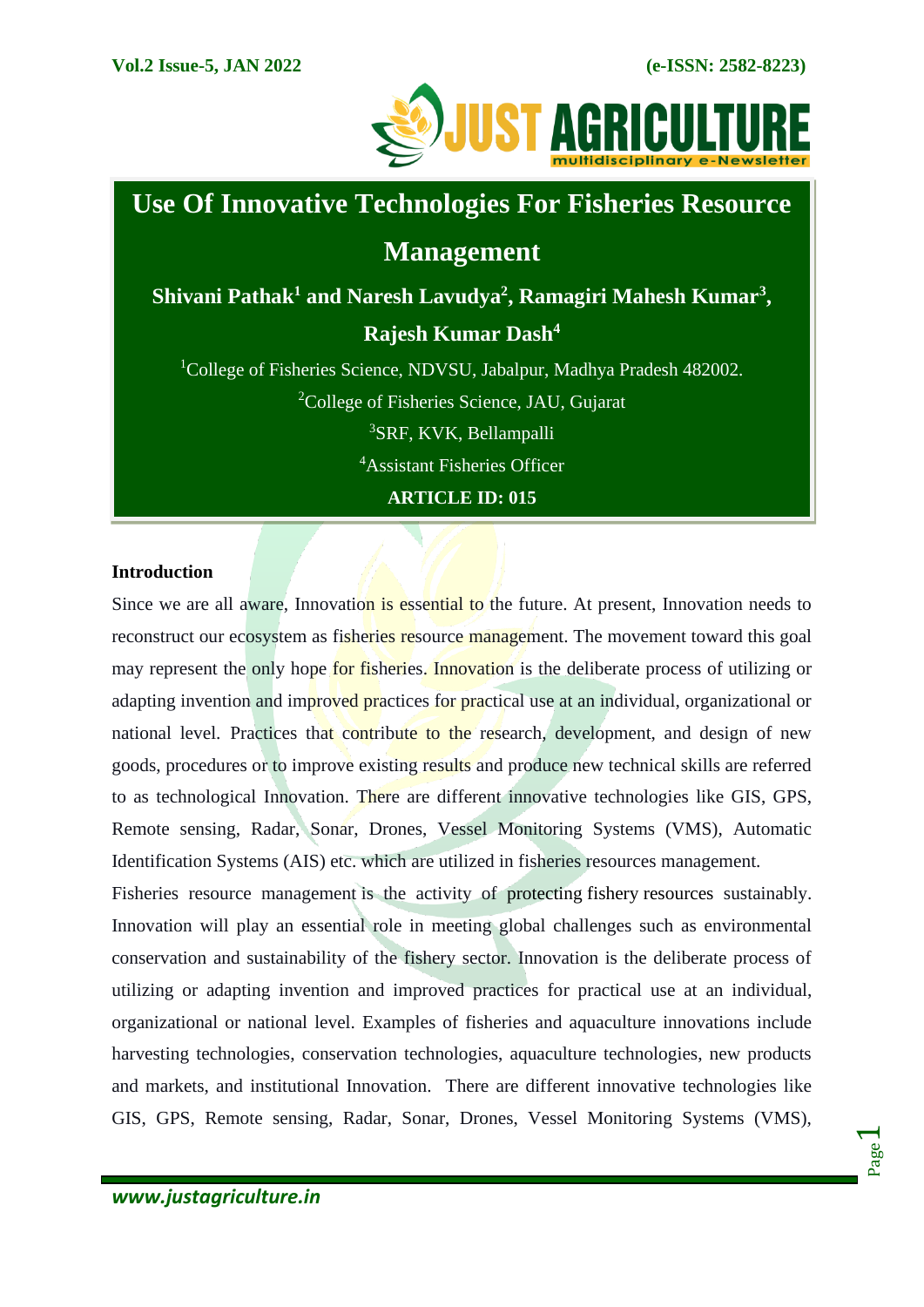# Use Of Innovative Technologies For Fisheries Resource Management

**Shivani Pathak[1] and Naresh Lavudya[2], Ramagiri Mahesh Kumar[3], Rajesh Kumar Dash[4]**

[1]College of Fisheries Science, NDVSU, Jabalpur, Madhya Pradesh 482002.

[2]College of Fisheries Science, JAU, Gujarat

[3]SRF, KVK, Bellampalli

[4]Assistant Fisheries Officer

**ARTICLE ID: 015**

## Introduction

Since we are all aware, Innovation is essential to the future. At present, Innovation needs to reconstruct our ecosystem as fisheries resource management. The movement toward this goal may represent the only hope for fisheries. Innovation is the deliberate process of utilizing or adapting invention and improved practices for practical use at an individual, organizational or national level. Practices that contribute to the research, development, and design of new goods, procedures or to improve existing results and produce new technical skills are referred to as technological Innovation. There are different innovative technologies like GIS, GPS, Remote sensing, Radar, Sonar, Drones, Vessel Monitoring Systems (VMS), Automatic Identification Systems (AIS) etc. which are utilized in fisheries resources management.

Fisheries resource management is the activity of protecting fishery resources sustainably. Innovation will play an essential role in meeting global challenges such as environmental conservation and sustainability of the fishery sector. Innovation is the deliberate process of utilizing or adapting invention and improved practices for practical use at an individual, organizational or national level. Examples of fisheries and aquaculture innovations include harvesting technologies, conservation technologies, aquaculture technologies, new products and markets, and institutional Innovation. There are different innovative technologies like GIS, GPS, Remote sensing, Radar, Sonar, Drones, Vessel Monitoring Systems (VMS),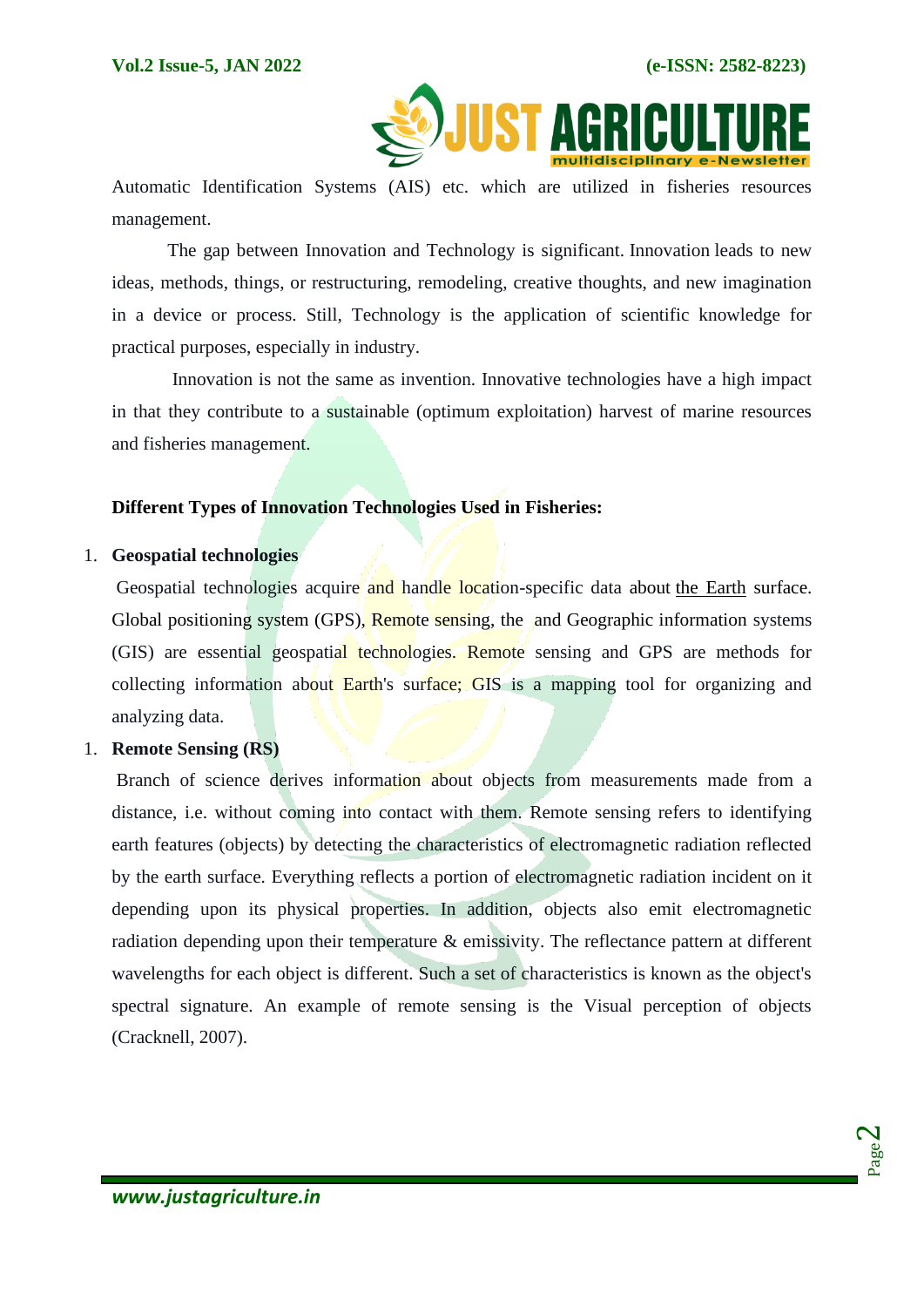Automatic Identification Systems (AIS) etc. which are utilized in fisheries resources management.

The gap between Innovation and Technology is significant. Innovation leads to new ideas, methods, things, or restructuring, remodeling, creative thoughts, and new imagination in a device or process. Still, Technology is the application of scientific knowledge for practical purposes, especially in industry.

Innovation is not the same as invention. Innovative technologies have a high impact in that they contribute to a sustainable (optimum exploitation) harvest of marine resources and fisheries management.

**Different Types of Innovation Technologies Used in Fisheries:**

1. **Geospatial technologies**

   Geospatial technologies acquire and handle location-specific data about the Earth surface. Global positioning system (GPS), Remote sensing, the and Geographic information systems (GIS) are essential geospatial technologies. Remote sensing and GPS are methods for collecting information about Earth's surface; GIS is a mapping tool for organizing and analyzing data.

1. **Remote Sensing (RS)**

   Branch of science derives information about objects from measurements made from a distance, i.e. without coming into contact with them. Remote sensing refers to identifying earth features (objects) by detecting the characteristics of electromagnetic radiation reflected by the earth surface. Everything reflects a portion of electromagnetic radiation incident on it depending upon its physical properties. In addition, objects also emit electromagnetic radiation depending upon their temperature & emissivity. The reflectance pattern at different wavelengths for each object is different. Such a set of characteristics is known as the object's spectral signature. An example of remote sensing is the Visual perception of objects (Cracknell, 2007).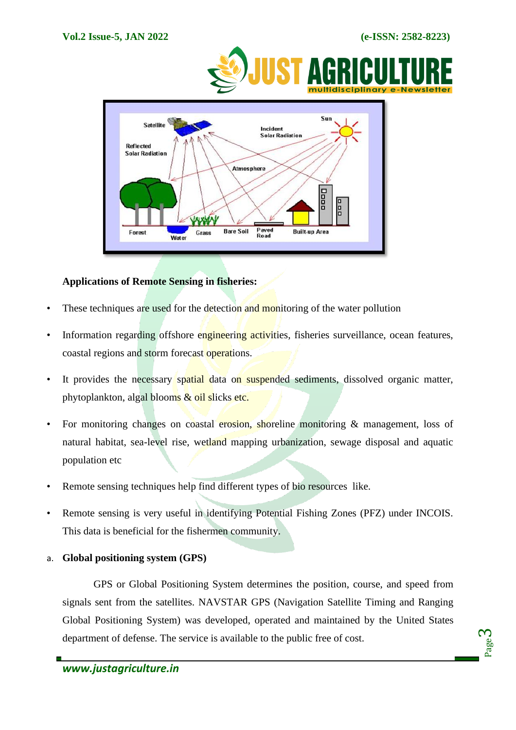**Applications of Remote Sensing in fisheries:**

- These techniques are used for the detection and monitoring of the water pollution
- Information regarding offshore engineering activities, fisheries surveillance, ocean features, coastal regions and storm forecast operations.
- It provides the necessary spatial data on suspended sediments, dissolved organic matter, phytoplankton, algal blooms & oil slicks etc.
- For monitoring changes on coastal erosion, shoreline monitoring & management, loss of natural habitat, sea-level rise, wetland mapping urbanization, sewage disposal and aquatic population etc
- Remote sensing techniques help find different types of bio resources like.
- Remote sensing is very useful in identifying Potential Fishing Zones (PFZ) under INCOIS. This data is beneficial for the fishermen community.

a. **Global positioning system (GPS)**

GPS or Global Positioning System determines the position, course, and speed from signals sent from the satellites. NAVSTAR GPS (Navigation Satellite Timing and Ranging Global Positioning System) was developed, operated and maintained by the United States department of defense. The service is available to the public free of cost.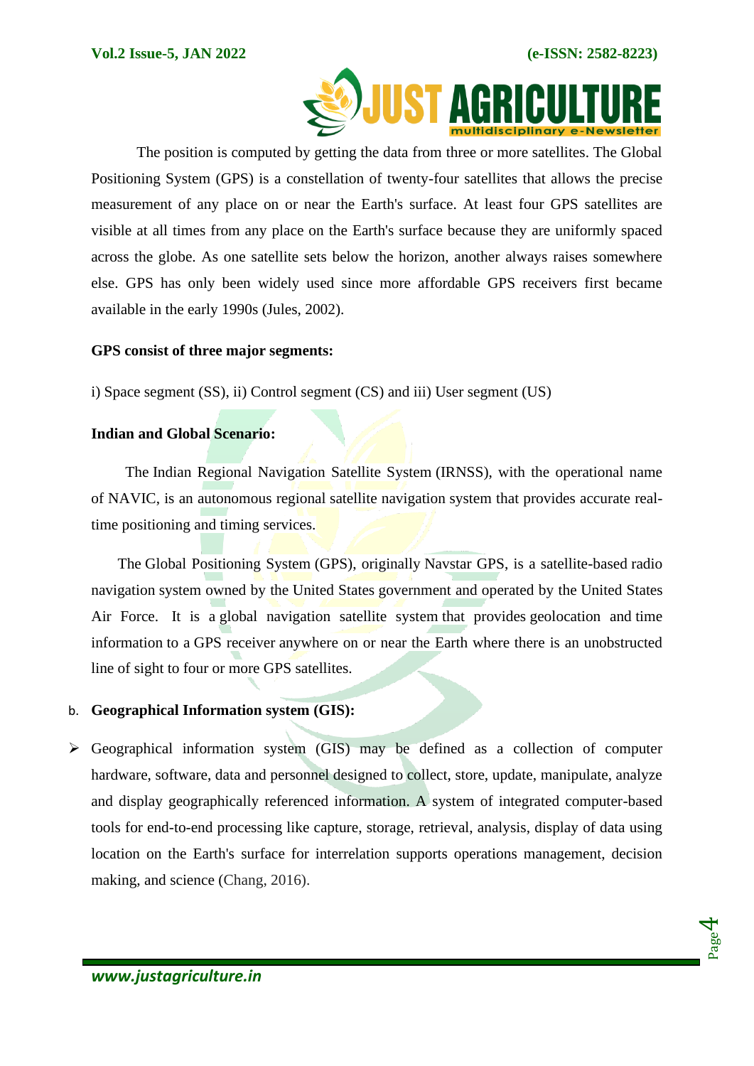The position is computed by getting the data from three or more satellites. The Global Positioning System (GPS) is a constellation of twenty-four satellites that allows the precise measurement of any place on or near the Earth's surface. At least four GPS satellites are visible at all times from any place on the Earth's surface because they are uniformly spaced across the globe. As one satellite sets below the horizon, another always raises somewhere else. GPS has only been widely used since more affordable GPS receivers first became available in the early 1990s (Jules, 2002).

**GPS consist of three major segments:**

i) Space segment (SS), ii) Control segment (CS) and iii) User segment (US)

**Indian and Global Scenario:**

The Indian Regional Navigation Satellite System (IRNSS), with the operational name of NAVIC, is an autonomous regional satellite navigation system that provides accurate real-time positioning and timing services.

The Global Positioning System (GPS), originally Navstar GPS, is a satellite-based radio navigation system owned by the United States government and operated by the United States Air Force. It is a global navigation satellite system that provides geolocation and time information to a GPS receiver anywhere on or near the Earth where there is an unobstructed line of sight to four or more GPS satellites.

b. **Geographical Information system (GIS):**

- Geographical information system (GIS) may be defined as a collection of computer hardware, software, data and personnel designed to collect, store, update, manipulate, analyze and display geographically referenced information. A system of integrated computer-based tools for end-to-end processing like capture, storage, retrieval, analysis, display of data using location on the Earth's surface for interrelation supports operations management, decision making, and science (Chang, 2016).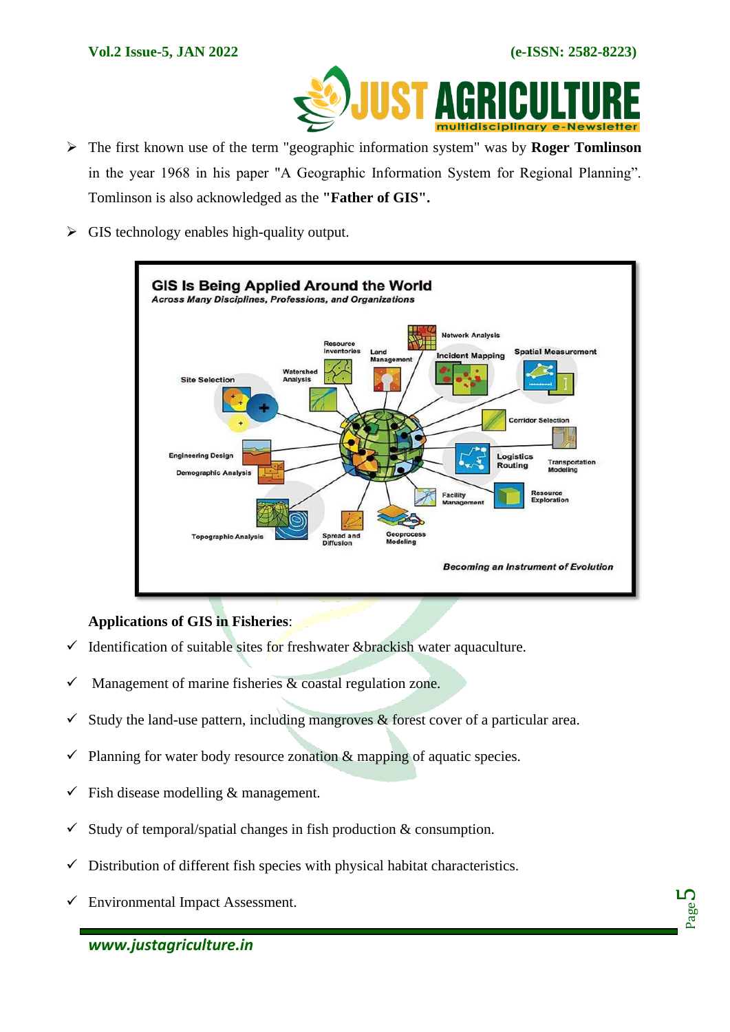- The first known use of the term "geographic information system" was by **Roger Tomlinson** in the year 1968 in his paper "A Geographic Information System for Regional Planning". Tomlinson is also acknowledged as the **"Father of GIS".**

- GIS technology enables high-quality output.

**Applications of GIS in Fisheries**:

- ✓ Identification of suitable sites for freshwater &brackish water aquaculture.
- ✓ Management of marine fisheries & coastal regulation zone.
- ✓ Study the land-use pattern, including mangroves & forest cover of a particular area.
- ✓ Planning for water body resource zonation & mapping of aquatic species.
- ✓ Fish disease modelling & management.
- ✓ Study of temporal/spatial changes in fish production & consumption.
- ✓ Distribution of different fish species with physical habitat characteristics.
- ✓ Environmental Impact Assessment.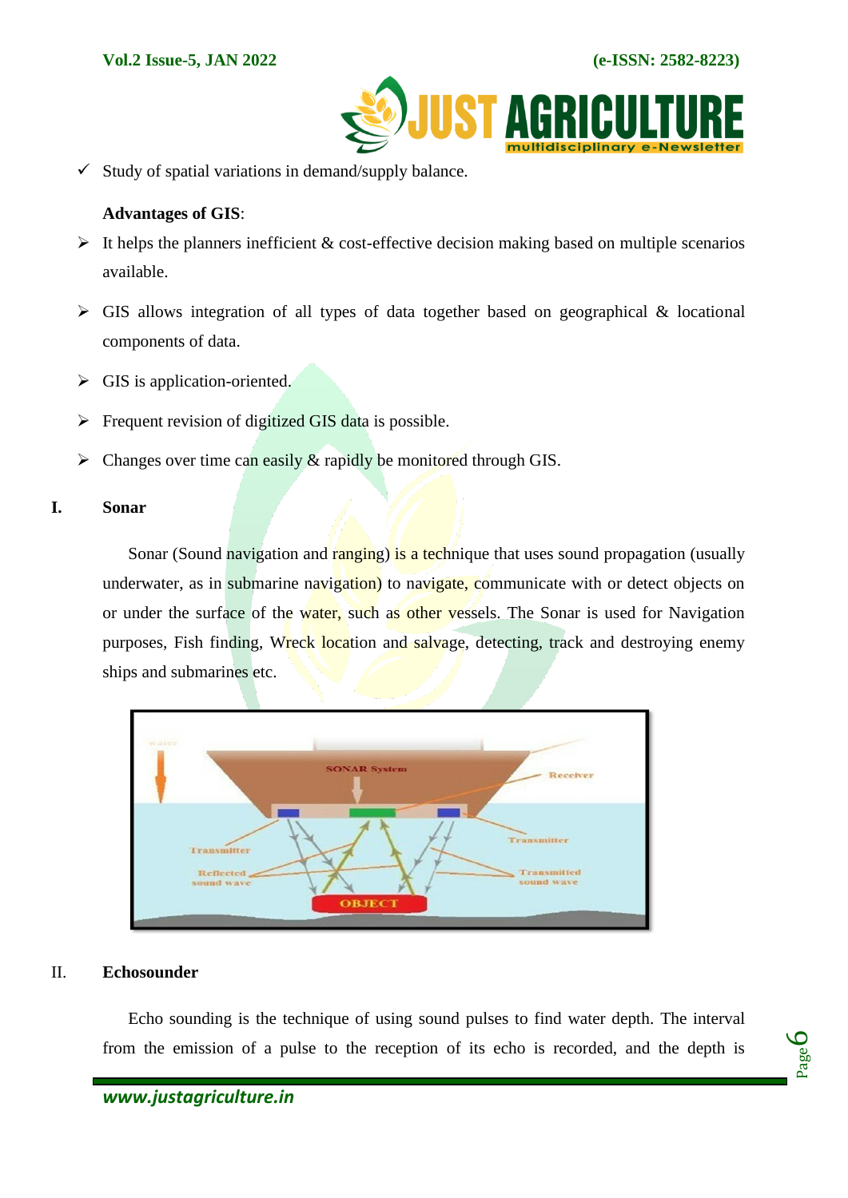- ✓ Study of spatial variations in demand/supply balance.

**Advantages of GIS**:

- It helps the planners inefficient & cost-effective decision making based on multiple scenarios available.
- GIS allows integration of all types of data together based on geographical & locational components of data.
- GIS is application-oriented.
- Frequent revision of digitized GIS data is possible.
- Changes over time can easily & rapidly be monitored through GIS.

## I. Sonar

Sonar (Sound navigation and ranging) is a technique that uses sound propagation (usually underwater, as in submarine navigation) to navigate, communicate with or detect objects on or under the surface of the water, such as other vessels. The Sonar is used for Navigation purposes, Fish finding, Wreck location and salvage, detecting, track and destroying enemy ships and submarines etc.

## II. Echosounder

Echo sounding is the technique of using sound pulses to find water depth. The interval from the emission of a pulse to the reception of its echo is recorded, and the depth is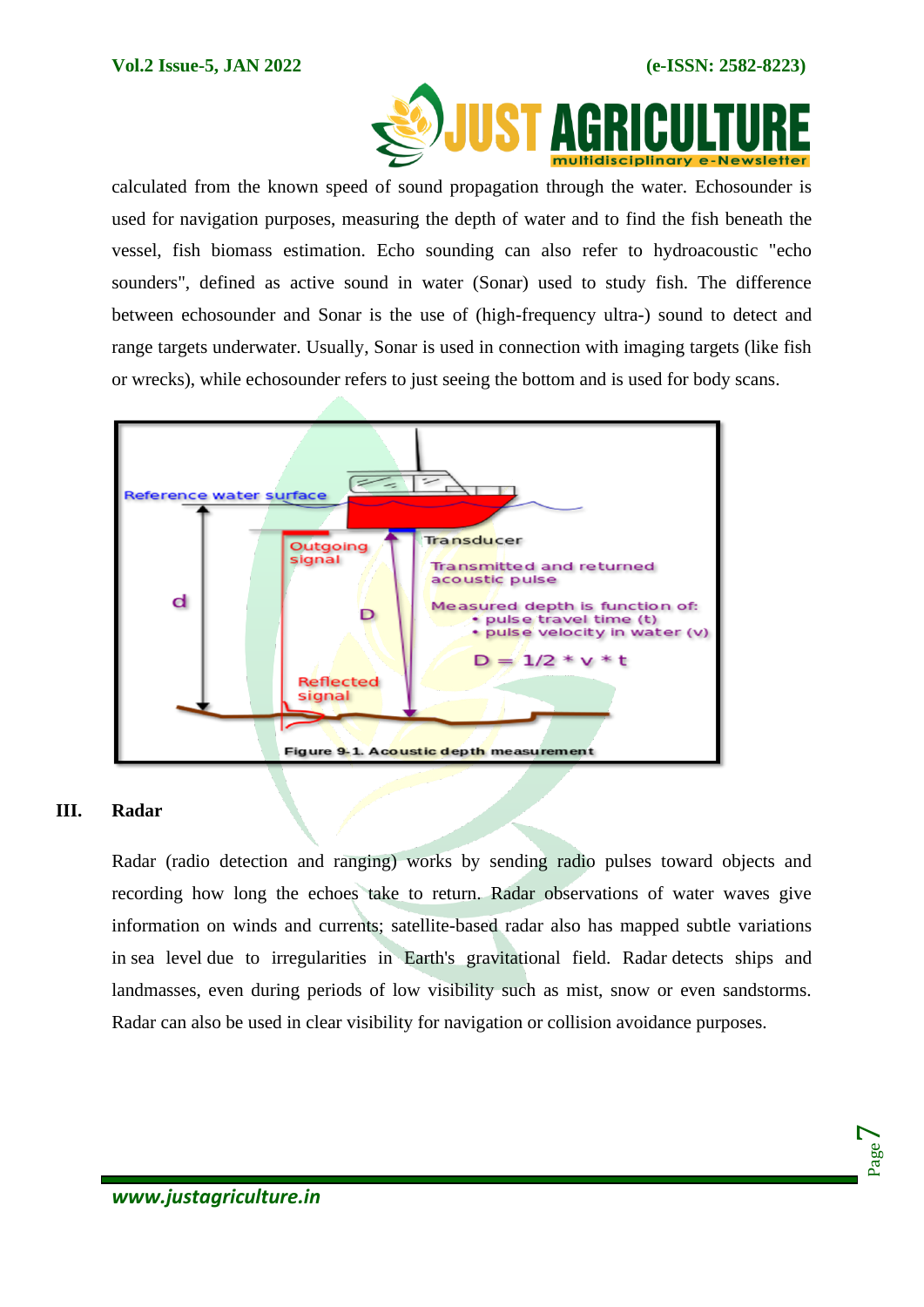calculated from the known speed of sound propagation through the water. Echosounder is used for navigation purposes, measuring the depth of water and to find the fish beneath the vessel, fish biomass estimation. Echo sounding can also refer to hydroacoustic "echo sounders", defined as active sound in water (Sonar) used to study fish. The difference between echosounder and Sonar is the use of (high-frequency ultra-) sound to detect and range targets underwater. Usually, Sonar is used in connection with imaging targets (like fish or wrecks), while echosounder refers to just seeing the bottom and is used for body scans.

Figure 9-1. Acoustic depth measurement

### III. Radar

Radar (radio detection and ranging) works by sending radio pulses toward objects and recording how long the echoes take to return. Radar observations of water waves give information on winds and currents; satellite-based radar also has mapped subtle variations in sea level due to irregularities in Earth's gravitational field. Radar detects ships and landmasses, even during periods of low visibility such as mist, snow or even sandstorms. Radar can also be used in clear visibility for navigation or collision avoidance purposes.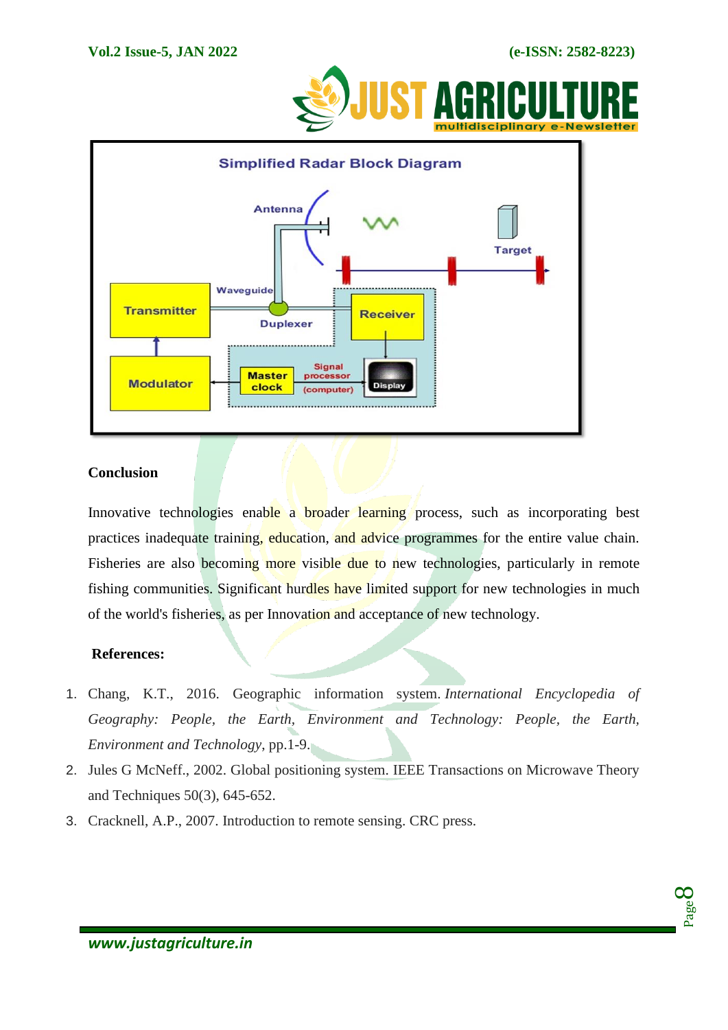Simplified Radar Block Diagram

Antenna

Target

Waveguide

Transmitter

Duplexer

Receiver

Modulator

Master clock

Signal processor (computer)

Display

**Conclusion**

Innovative technologies enable a broader learning process, such as incorporating best practices inadequate training, education, and advice programmes for the entire value chain. Fisheries are also becoming more visible due to new technologies, particularly in remote fishing communities. Significant hurdles have limited support for new technologies in much of the world's fisheries, as per Innovation and acceptance of new technology.

**References:**

1. Chang, K.T., 2016. Geographic information system. *International Encyclopedia of Geography: People, the Earth, Environment and Technology: People, the Earth, Environment and Technology*, pp.1-9.
2. Jules G McNeff., 2002. Global positioning system. IEEE Transactions on Microwave Theory and Techniques 50(3), 645-652.
3. Cracknell, A.P., 2007. Introduction to remote sensing. CRC press.